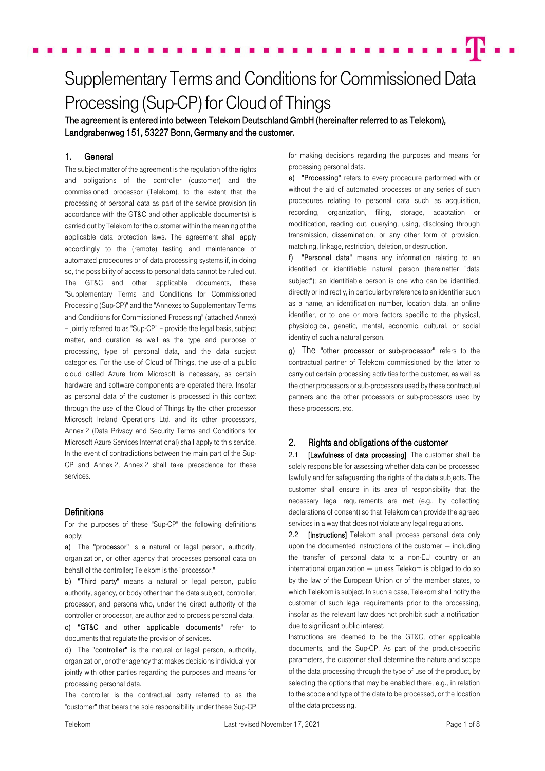# Supplementary Terms and Conditions for Commissioned Data Processing (Sup-CP) for Cloud of Things

**The agreement is entered into between Telekom Deutschland GmbH (hereinafter referred to as Telekom), Landgrabenweg 151, 53227 Bonn, Germany and the customer.**

## 1. General

The subject matter of the agreement is the regulation of the rights and obligations of the controller (customer) and the commissioned processor (Telekom), to the extent that the processing of personal data as part of the service provision (in accordance with the GT&C and other applicable documents) is carried out by Telekom for the customer within the meaning of the applicable data protection laws. The agreement shall apply accordingly to the (remote) testing and maintenance of automated procedures or of data processing systems if, in doing so, the possibility of access to personal data cannot be ruled out. The GT&C and other applicable documents, these "Supplementary Terms and Conditions for Commissioned Processing (Sup-CP)" and the "Annexes to Supplementary Terms and Conditions for Commissioned Processing" (attached Annex) – jointly referred to as "Sup-CP" – provide the legal basis, subject matter, and duration as well as the type and purpose of processing, type of personal data, and the data subject categories. For the use of Cloud of Things, the use of a public cloud called Azure from Microsoft is necessary, as certain hardware and software components are operated there. Insofar as personal data of the customer is processed in this context through the use of the Cloud of Things by the other processor Microsoft Ireland Operations Ltd. and its other processors, Annex 2 (Data Privacy and Security Terms and Conditions for Microsoft Azure Services International) shall apply to this service. In the event of contradictions between the main part of the Sup-CP and Annex 2, Annex 2 shall take precedence for these services.

## Definitions

For the purposes of these "Sup-CP" the following definitions apply:

a) The **"processor"** is a natural or legal person, authority, organization, or other agency that processes personal data on behalf of the controller; Telekom is the "processor."

b) **"Third party"** means a natural or legal person, public authority, agency, or body other than the data subject, controller, processor, and persons who, under the direct authority of the controller or processor, are authorized to process personal data.

c) **"GT&C and other applicable documents"** refer to documents that regulate the provision of services.

d) The **"controller"** is the natural or legal person, authority, organization, or other agency that makes decisions individually or jointly with other parties regarding the purposes and means for processing personal data.

The controller is the contractual party referred to as the "customer" that bears the sole responsibility under these Sup-CP for making decisions regarding the purposes and means for processing personal data.

e) **"Processing"** refers to every procedure performed with or without the aid of automated processes or any series of such procedures relating to personal data such as acquisition, recording, organization, filing, storage, adaptation or modification, reading out, querying, using, disclosing through transmission, dissemination, or any other form of provision, matching, linkage, restriction, deletion, or destruction.

f) **"Personal data"** means any information relating to an identified or identifiable natural person (hereinafter "data subject"); an identifiable person is one who can be identified, directly or indirectly, in particular by reference to an identifier such as a name, an identification number, location data, an online identifier, or to one or more factors specific to the physical, physiological, genetic, mental, economic, cultural, or social identity of such a natural person.

g) The **"other processor or sub-processor"** refers to the contractual partner of Telekom commissioned by the latter to carry out certain processing activities for the customer, as well as the other processors or sub-processors used by these contractual partners and the other processors or sub-processors used by these processors, etc.

## 2. Rights and obligations of the customer

2.1 **[Lawfulness of data processing]** The customer shall be solely responsible for assessing whether data can be processed lawfully and for safeguarding the rights of the data subjects. The customer shall ensure in its area of responsibility that the necessary legal requirements are met (e.g., by collecting declarations of consent) so that Telekom can provide the agreed services in a way that does not violate any legal regulations.

2.2 **[Instructions]** Telekom shall process personal data only upon the documented instructions of the customer — including the transfer of personal data to a non-EU country or an international organization — unless Telekom is obliged to do so by the law of the European Union or of the member states, to which Telekom is subject. In such a case, Telekom shall notify the customer of such legal requirements prior to the processing, insofar as the relevant law does not prohibit such a notification due to significant public interest.

Instructions are deemed to be the GT&C, other applicable documents, and the Sup-CP. As part of the product-specific parameters, the customer shall determine the nature and scope of the data processing through the type of use of the product, by selecting the options that may be enabled there, e.g., in relation to the scope and type of the data to be processed, or the location of the data processing.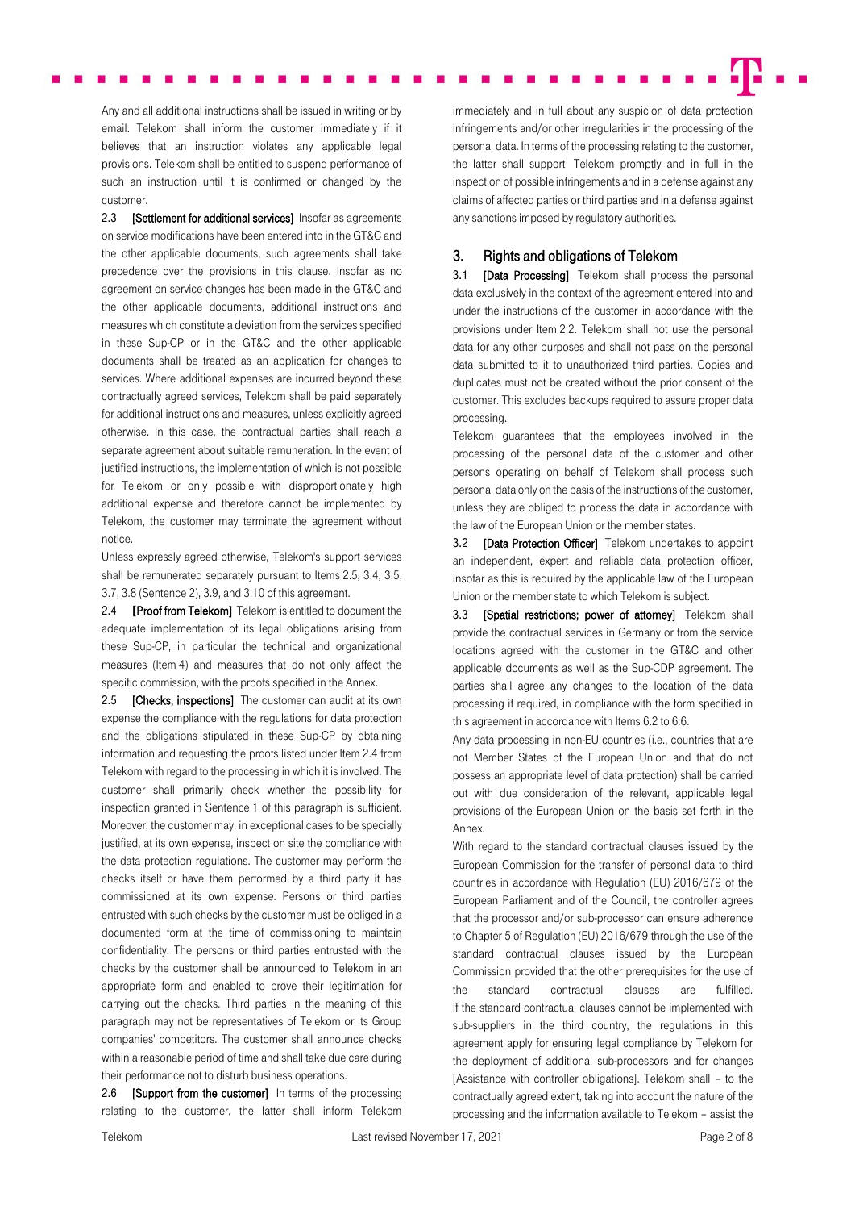Any and all additional instructions shall be issued in writing or by email. Telekom shall inform the customer immediately if it believes that an instruction violates any applicable legal provisions. Telekom shall be entitled to suspend performance of such an instruction until it is confirmed or changed by the customer.

2.3 **[Settlement for additional services]** Insofar as agreements on service modifications have been entered into in the GT&C and the other applicable documents, such agreements shall take precedence over the provisions in this clause. Insofar as no agreement on service changes has been made in the GT&C and the other applicable documents, additional instructions and measures which constitute a deviation from the services specified in these Sup-CP or in the GT&C and the other applicable documents shall be treated as an application for changes to services. Where additional expenses are incurred beyond these contractually agreed services, Telekom shall be paid separately for additional instructions and measures, unless explicitly agreed otherwise. In this case, the contractual parties shall reach a separate agreement about suitable remuneration. In the event of justified instructions, the implementation of which is not possible for Telekom or only possible with disproportionately high additional expense and therefore cannot be implemented by Telekom, the customer may terminate the agreement without notice.

Unless expressly agreed otherwise, Telekom's support services shall be remunerated separately pursuant to Items 2.5, 3.4, 3.5, 3.7, 3.8 (Sentence 2), 3.9, and 3.10 of this agreement.

2.4 **[Proof from Telekom]** Telekom is entitled to document the adequate implementation of its legal obligations arising from these Sup-CP, in particular the technical and organizational measures (Item 4) and measures that do not only affect the specific commission, with the proofs specified in the Annex.

2.5 **[Checks, inspections]** The customer can audit at its own expense the compliance with the regulations for data protection and the obligations stipulated in these Sup-CP by obtaining information and requesting the proofs listed under Item 2.4 from Telekom with regard to the processing in which it is involved. The customer shall primarily check whether the possibility for inspection granted in Sentence 1 of this paragraph is sufficient. Moreover, the customer may, in exceptional cases to be specially justified, at its own expense, inspect on site the compliance with the data protection regulations. The customer may perform the checks itself or have them performed by a third party it has commissioned at its own expense. Persons or third parties entrusted with such checks by the customer must be obliged in a documented form at the time of commissioning to maintain confidentiality. The persons or third parties entrusted with the checks by the customer shall be announced to Telekom in an appropriate form and enabled to prove their legitimation for carrying out the checks. Third parties in the meaning of this paragraph may not be representatives of Telekom or its Group companies' competitors. The customer shall announce checks within a reasonable period of time and shall take due care during their performance not to disturb business operations.

2.6 **[Support from the customer]** In terms of the processing relating to the customer, the latter shall inform Telekom immediately and in full about any suspicion of data protection infringements and/or other irregularities in the processing of the personal data. In terms of the processing relating to the customer, the latter shall support Telekom promptly and in full in the inspection of possible infringements and in a defense against any claims of affected parties or third parties and in a defense against any sanctions imposed by regulatory authorities.

## 3. Rights and obligations of Telekom

3.1 **[Data Processing]** Telekom shall process the personal data exclusively in the context of the agreement entered into and under the instructions of the customer in accordance with the provisions under Item 2.2. Telekom shall not use the personal data for any other purposes and shall not pass on the personal data submitted to it to unauthorized third parties. Copies and duplicates must not be created without the prior consent of the customer. This excludes backups required to assure proper data processing.

Telekom guarantees that the employees involved in the processing of the personal data of the customer and other persons operating on behalf of Telekom shall process such personal data only on the basis of the instructions of the customer, unless they are obliged to process the data in accordance with the law of the European Union or the member states.

3.2 **[Data Protection Officer]** Telekom undertakes to appoint an independent, expert and reliable data protection officer, insofar as this is required by the applicable law of the European Union or the member state to which Telekom is subject.

3.3 **[Spatial restrictions; power of attorney]** Telekom shall provide the contractual services in Germany or from the service locations agreed with the customer in the GT&C and other applicable documents as well as the Sup-CDP agreement. The parties shall agree any changes to the location of the data processing if required, in compliance with the form specified in this agreement in accordance with Items 6.2 to 6.6.

Any data processing in non-EU countries (i.e., countries that are not Member States of the European Union and that do not possess an appropriate level of data protection) shall be carried out with due consideration of the relevant, applicable legal provisions of the European Union on the basis set forth in the Annex.

With regard to the standard contractual clauses issued by the European Commission for the transfer of personal data to third countries in accordance with Regulation (EU) 2016/679 of the European Parliament and of the Council, the controller agrees that the processor and/or sub-processor can ensure adherence to Chapter 5 of Regulation (EU) 2016/679 through the use of the standard contractual clauses issued by the European Commission provided that the other prerequisites for the use of the standard contractual clauses are fulfilled. If the standard contractual clauses cannot be implemented with sub-suppliers in the third country, the regulations in this agreement apply for ensuring legal compliance by Telekom for the deployment of additional sub-processors and for changes [Assistance with controller obligations]. Telekom shall – to the contractually agreed extent, taking into account the nature of the processing and the information available to Telekom – assist the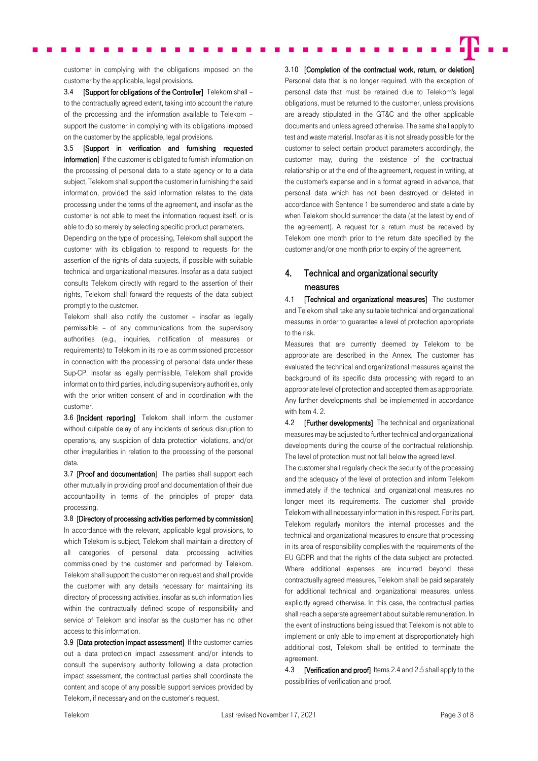customer in complying with the obligations imposed on the customer by the applicable, legal provisions.

3.4 **[Support for obligations of the Controller]** Telekom shall – to the contractually agreed extent, taking into account the nature of the processing and the information available to Telekom – support the customer in complying with its obligations imposed on the customer by the applicable, legal provisions.

3.5 **[Support in verification and furnishing requested information]** If the customer is obligated to furnish information on the processing of personal data to a state agency or to a data subject, Telekom shall support the customer in furnishing the said information, provided the said information relates to the data processing under the terms of the agreement, and insofar as the customer is not able to meet the information request itself, or is able to do so merely by selecting specific product parameters.

Depending on the type of processing, Telekom shall support the customer with its obligation to respond to requests for the assertion of the rights of data subjects, if possible with suitable technical and organizational measures. Insofar as a data subject consults Telekom directly with regard to the assertion of their rights, Telekom shall forward the requests of the data subject promptly to the customer.

Telekom shall also notify the customer – insofar as legally permissible – of any communications from the supervisory authorities (e.g., inquiries, notification of measures or requirements) to Telekom in its role as commissioned processor in connection with the processing of personal data under these Sup-CP. Insofar as legally permissible, Telekom shall provide information to third parties, including supervisory authorities, only with the prior written consent of and in coordination with the customer.

3.6 **[Incident reporting]** Telekom shall inform the customer without culpable delay of any incidents of serious disruption to operations, any suspicion of data protection violations, and/or other irregularities in relation to the processing of the personal data.

3.7 **[Proof and documentation]** The parties shall support each other mutually in providing proof and documentation of their due accountability in terms of the principles of proper data processing.

3.8 **[Directory of processing activities performed by commission]** In accordance with the relevant, applicable legal provisions, to which Telekom is subject, Telekom shall maintain a directory of all categories of personal data processing activities commissioned by the customer and performed by Telekom. Telekom shall support the customer on request and shall provide the customer with any details necessary for maintaining its directory of processing activities, insofar as such information lies within the contractually defined scope of responsibility and service of Telekom and insofar as the customer has no other access to this information.

3.9 **[Data protection impact assessment]** If the customer carries out a data protection impact assessment and/or intends to consult the supervisory authority following a data protection impact assessment, the contractual parties shall coordinate the content and scope of any possible support services provided by Telekom, if necessary and on the customer's request.

3.10 **[Completion of the contractual work, return, or deletion]** Personal data that is no longer required, with the exception of personal data that must be retained due to Telekom's legal obligations, must be returned to the customer, unless provisions are already stipulated in the GT&C and the other applicable documents and unless agreed otherwise. The same shall apply to test and waste material. Insofar as it is not already possible for the customer to select certain product parameters accordingly, the customer may, during the existence of the contractual relationship or at the end of the agreement, request in writing, at the customer's expense and in a format agreed in advance, that personal data which has not been destroyed or deleted in accordance with Sentence 1 be surrendered and state a date by when Telekom should surrender the data (at the latest by end of the agreement). A request for a return must be received by Telekom one month prior to the return date specified by the customer and/or one month prior to expiry of the agreement.

## 4. Technical and organizational security measures

4.1 **[Technical and organizational measures]** The customer and Telekom shall take any suitable technical and organizational measures in order to guarantee a level of protection appropriate to the risk.

Measures that are currently deemed by Telekom to be appropriate are described in the Annex. The customer has evaluated the technical and organizational measures against the background of its specific data processing with regard to an appropriate level of protection and accepted them as appropriate. Any further developments shall be implemented in accordance with Item 4. 2.

4.2 **[Further developments]** The technical and organizational measures may be adjusted to further technical and organizational developments during the course of the contractual relationship. The level of protection must not fall below the agreed level.

The customer shall regularly check the security of the processing and the adequacy of the level of protection and inform Telekom immediately if the technical and organizational measures no longer meet its requirements. The customer shall provide Telekom with all necessary information in this respect. For its part, Telekom regularly monitors the internal processes and the technical and organizational measures to ensure that processing in its area of responsibility complies with the requirements of the EU GDPR and that the rights of the data subject are protected. Where additional expenses are incurred beyond these contractually agreed measures, Telekom shall be paid separately for additional technical and organizational measures, unless explicitly agreed otherwise. In this case, the contractual parties shall reach a separate agreement about suitable remuneration. In the event of instructions being issued that Telekom is not able to implement or only able to implement at disproportionately high additional cost, Telekom shall be entitled to terminate the agreement.

4.3 **[Verification and proof]** Items 2.4 and 2.5 shall apply to the possibilities of verification and proof.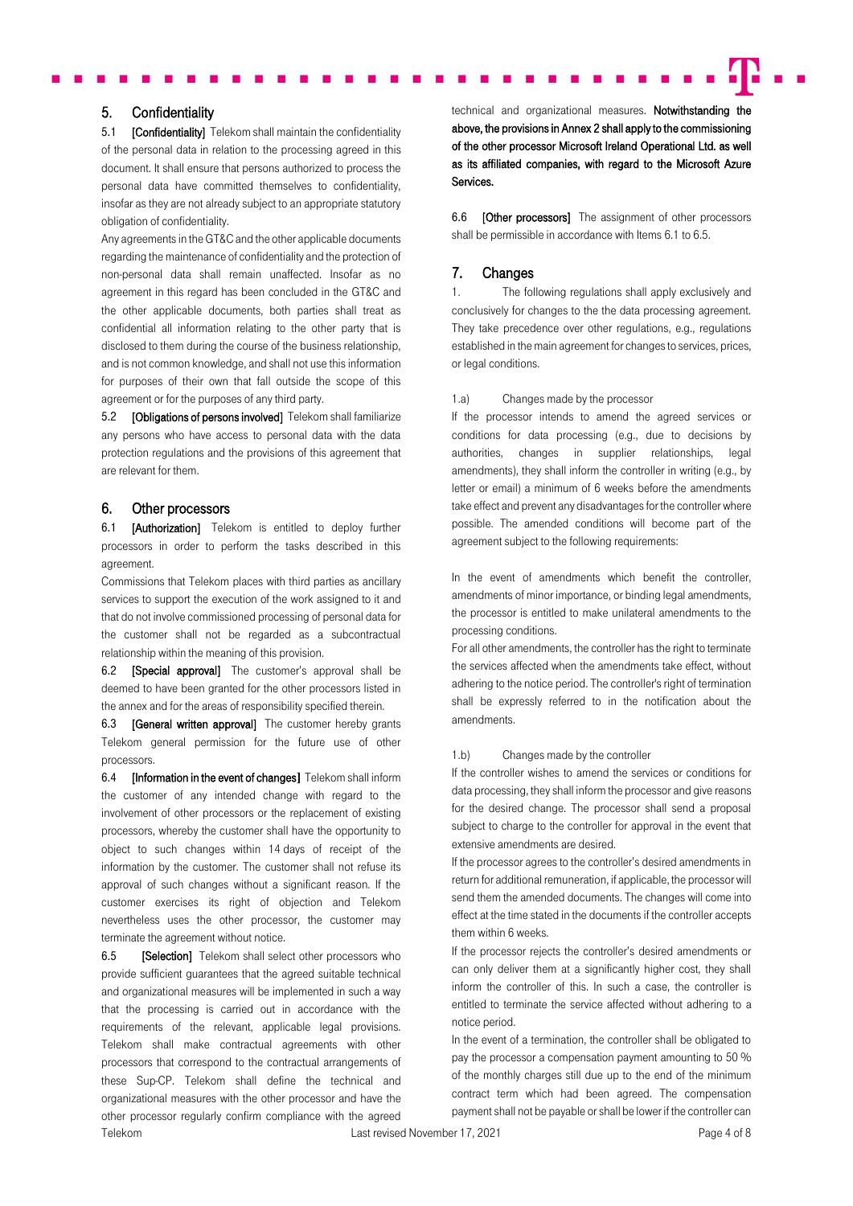## 5. Confidentiality

5.1 **[Confidentiality]** Telekom shall maintain the confidentiality of the personal data in relation to the processing agreed in this document. It shall ensure that persons authorized to process the personal data have committed themselves to confidentiality, insofar as they are not already subject to an appropriate statutory obligation of confidentiality.

Any agreements in the GT&C and the other applicable documents regarding the maintenance of confidentiality and the protection of non-personal data shall remain unaffected. Insofar as no agreement in this regard has been concluded in the GT&C and the other applicable documents, both parties shall treat as confidential all information relating to the other party that is disclosed to them during the course of the business relationship, and is not common knowledge, and shall not use this information for purposes of their own that fall outside the scope of this agreement or for the purposes of any third party.

5.2 **[Obligations of persons involved]** Telekom shall familiarize any persons who have access to personal data with the data protection regulations and the provisions of this agreement that are relevant for them.

## 6. Other processors

6.1 **[Authorization]** Telekom is entitled to deploy further processors in order to perform the tasks described in this agreement.

Commissions that Telekom places with third parties as ancillary services to support the execution of the work assigned to it and that do not involve commissioned processing of personal data for the customer shall not be regarded as a subcontractual relationship within the meaning of this provision.

6.2 **[Special approval]** The customer's approval shall be deemed to have been granted for the other processors listed in the annex and for the areas of responsibility specified therein.

6.3 **[General written approval]** The customer hereby grants Telekom general permission for the future use of other processors.

6.4 **[Information in the event of changes]** Telekom shall inform the customer of any intended change with regard to the involvement of other processors or the replacement of existing processors, whereby the customer shall have the opportunity to object to such changes within 14 days of receipt of the information by the customer. The customer shall not refuse its approval of such changes without a significant reason. If the customer exercises its right of objection and Telekom nevertheless uses the other processor, the customer may terminate the agreement without notice.

6.5 **[Selection]** Telekom shall select other processors who provide sufficient guarantees that the agreed suitable technical and organizational measures will be implemented in such a way that the processing is carried out in accordance with the requirements of the relevant, applicable legal provisions. Telekom shall make contractual agreements with other processors that correspond to the contractual arrangements of these Sup-CP. Telekom shall define the technical and organizational measures with the other processor and have the other processor regularly confirm compliance with the agreed technical and organizational measures. **Notwithstanding the above, the provisions in Annex 2 shall apply to the commissioning of the other processor Microsoft Ireland Operational Ltd. as well as its affiliated companies, with regard to the Microsoft Azure Services.**

6.6 **[Other processors]** The assignment of other processors shall be permissible in accordance with Items 6.1 to 6.5.

## 7. Changes

1. The following regulations shall apply exclusively and conclusively for changes to the the data processing agreement. They take precedence over other regulations, e.g., regulations established in the main agreement for changes to services, prices, or legal conditions.

1.a) Changes made by the processor

If the processor intends to amend the agreed services or conditions for data processing (e.g., due to decisions by authorities, changes in supplier relationships, legal amendments), they shall inform the controller in writing (e.g., by letter or email) a minimum of 6 weeks before the amendments take effect and prevent any disadvantages for the controller where possible. The amended conditions will become part of the agreement subject to the following requirements:

In the event of amendments which benefit the controller, amendments of minor importance, or binding legal amendments, the processor is entitled to make unilateral amendments to the processing conditions.

For all other amendments, the controller has the right to terminate the services affected when the amendments take effect, without adhering to the notice period. The controller's right of termination shall be expressly referred to in the notification about the amendments.

1.b) Changes made by the controller

If the controller wishes to amend the services or conditions for data processing, they shall inform the processor and give reasons for the desired change. The processor shall send a proposal subject to charge to the controller for approval in the event that extensive amendments are desired.

If the processor agrees to the controller's desired amendments in return for additional remuneration, if applicable, the processor will send them the amended documents. The changes will come into effect at the time stated in the documents if the controller accepts them within 6 weeks.

If the processor rejects the controller's desired amendments or can only deliver them at a significantly higher cost, they shall inform the controller of this. In such a case, the controller is entitled to terminate the service affected without adhering to a notice period.

In the event of a termination, the controller shall be obligated to pay the processor a compensation payment amounting to 50 % of the monthly charges still due up to the end of the minimum contract term which had been agreed. The compensation payment shall not be payable or shall be lower if the controller can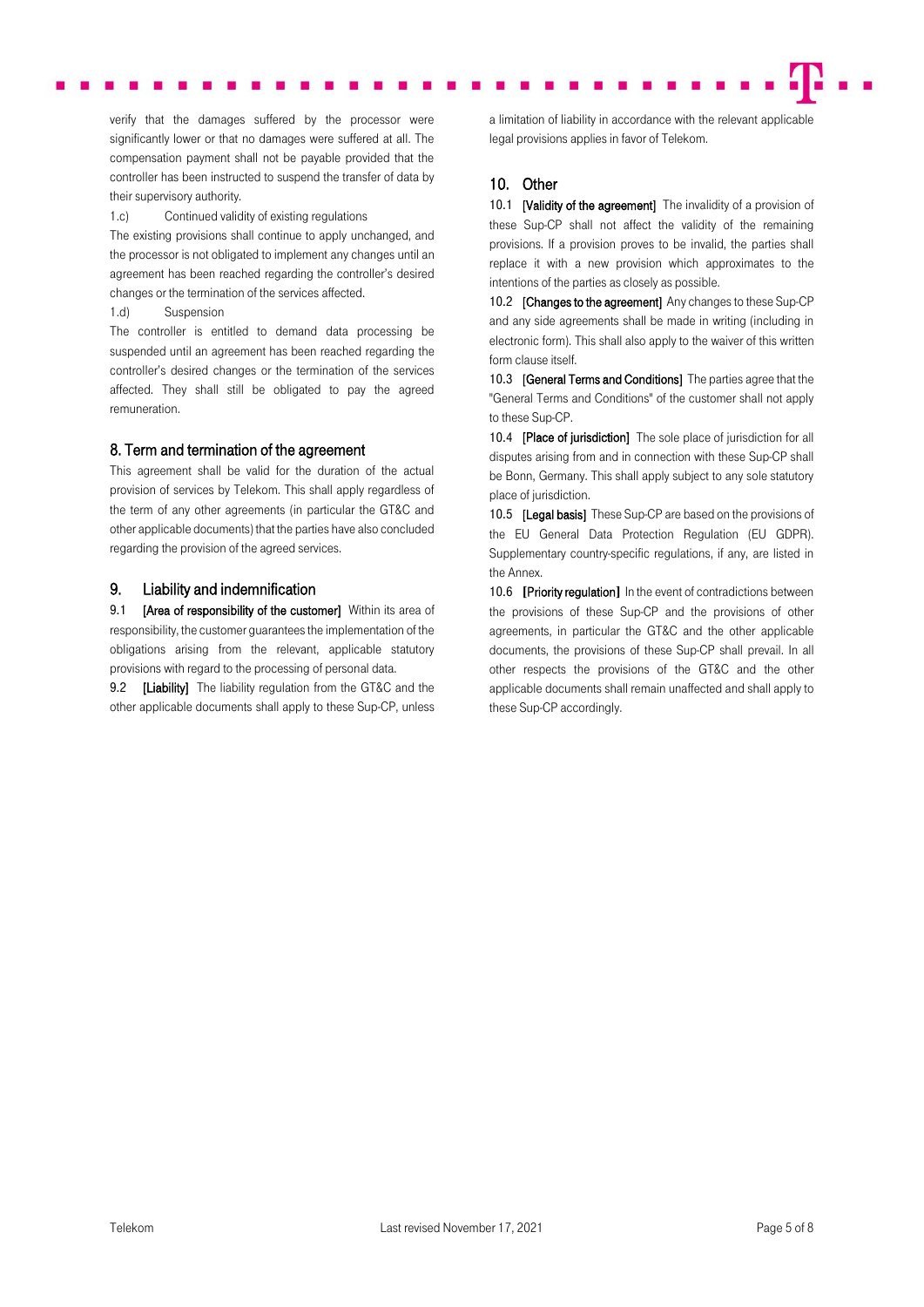verify that the damages suffered by the processor were significantly lower or that no damages were suffered at all. The compensation payment shall not be payable provided that the controller has been instructed to suspend the transfer of data by their supervisory authority.

1.c) Continued validity of existing regulations

The existing provisions shall continue to apply unchanged, and the processor is not obligated to implement any changes until an agreement has been reached regarding the controller's desired changes or the termination of the services affected.

1.d) Suspension

The controller is entitled to demand data processing be suspended until an agreement has been reached regarding the controller's desired changes or the termination of the services affected. They shall still be obligated to pay the agreed remuneration.

## 8. Term and termination of the agreement

This agreement shall be valid for the duration of the actual provision of services by Telekom. This shall apply regardless of the term of any other agreements (in particular the GT&C and other applicable documents) that the parties have also concluded regarding the provision of the agreed services.

## 9. Liability and indemnification

9.1 **[Area of responsibility of the customer]** Within its area of responsibility, the customer guarantees the implementation of the obligations arising from the relevant, applicable statutory provisions with regard to the processing of personal data.

9.2 **[Liability]** The liability regulation from the GT&C and the other applicable documents shall apply to these Sup-CP, unless a limitation of liability in accordance with the relevant applicable legal provisions applies in favor of Telekom.

## 10. Other

10.1 **[Validity of the agreement]** The invalidity of a provision of these Sup-CP shall not affect the validity of the remaining provisions. If a provision proves to be invalid, the parties shall replace it with a new provision which approximates to the intentions of the parties as closely as possible.

10.2 **[Changes to the agreement]** Any changes to these Sup-CP and any side agreements shall be made in writing (including in electronic form). This shall also apply to the waiver of this written form clause itself.

10.3 **[General Terms and Conditions]** The parties agree that the "General Terms and Conditions" of the customer shall not apply to these Sup-CP.

10.4 **[Place of jurisdiction]** The sole place of jurisdiction for all disputes arising from and in connection with these Sup-CP shall be Bonn, Germany. This shall apply subject to any sole statutory place of jurisdiction.

10.5 **[Legal basis]** These Sup-CP are based on the provisions of the EU General Data Protection Regulation (EU GDPR). Supplementary country-specific regulations, if any, are listed in the Annex.

10.6 **[Priority regulation]** In the event of contradictions between the provisions of these Sup-CP and the provisions of other agreements, in particular the GT&C and the other applicable documents, the provisions of these Sup-CP shall prevail. In all other respects the provisions of the GT&C and the other applicable documents shall remain unaffected and shall apply to these Sup-CP accordingly.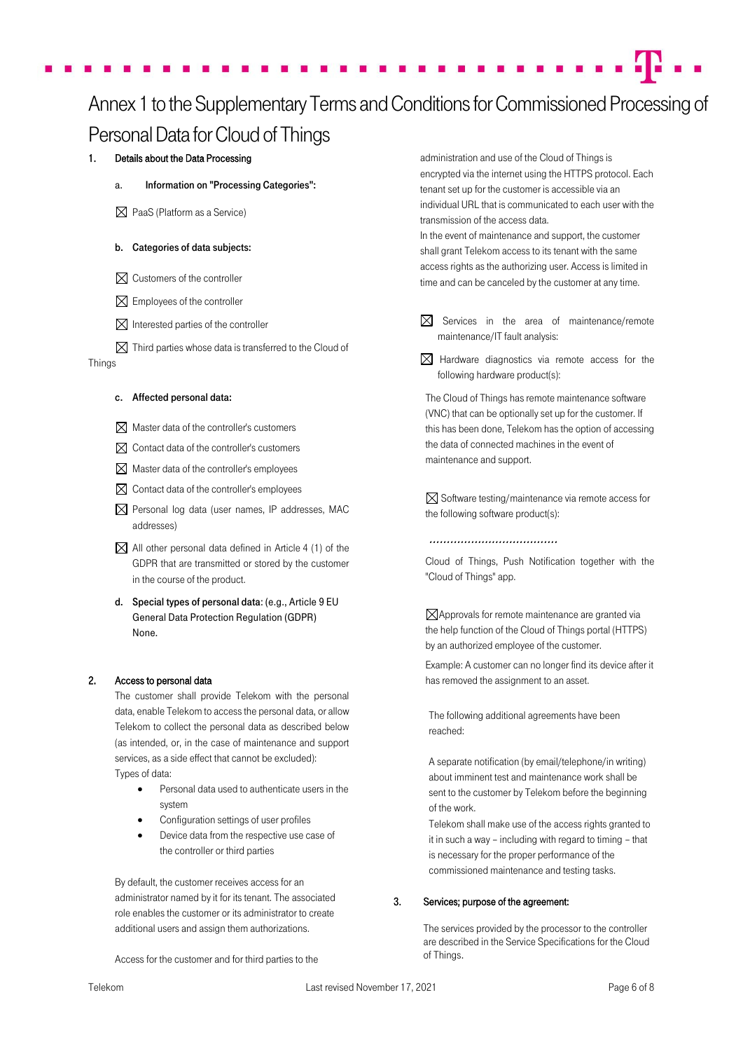# Annex 1 to the Supplementary Terms and Conditions for Commissioned Processing of Personal Data for Cloud of Things

## 1. Details about the Data Processing

**a. Information on "Processing Categories":**

☒ PaaS (Platform as a Service)

**b. Categories of data subjects:**

☒ Customers of the controller

☒ Employees of the controller

☒ Interested parties of the controller

☒ Third parties whose data is transferred to the Cloud of Things

**c. Affected personal data:**

☒ Master data of the controller's customers

☒ Contact data of the controller's customers

☒ Master data of the controller's employees

☒ Contact data of the controller's employees

☒ Personal log data (user names, IP addresses, MAC addresses)

☒ All other personal data defined in Article 4 (1) of the GDPR that are transmitted or stored by the customer in the course of the product.

**d. Special types of personal data:** (e.g., Article 9 EU General Data Protection Regulation (GDPR) None.

## 2. Access to personal data

The customer shall provide Telekom with the personal data, enable Telekom to access the personal data, or allow Telekom to collect the personal data as described below (as intended, or, in the case of maintenance and support services, as a side effect that cannot be excluded):
Types of data:

- Personal data used to authenticate users in the system
- Configuration settings of user profiles
- Device data from the respective use case of the controller or third parties

By default, the customer receives access for an administrator named by it for its tenant. The associated role enables the customer or its administrator to create additional users and assign them authorizations.

Access for the customer and for third parties to the administration and use of the Cloud of Things is encrypted via the internet using the HTTPS protocol. Each tenant set up for the customer is accessible via an individual URL that is communicated to each user with the transmission of the access data.
In the event of maintenance and support, the customer shall grant Telekom access to its tenant with the same access rights as the authorizing user. Access is limited in time and can be canceled by the customer at any time.

☒ Services in the area of maintenance/remote maintenance/IT fault analysis:

☒ Hardware diagnostics via remote access for the following hardware product(s):

The Cloud of Things has remote maintenance software (VNC) that can be optionally set up for the customer. If this has been done, Telekom has the option of accessing the data of connected machines in the event of maintenance and support.

☒ Software testing/maintenance via remote access for the following software product(s):

.....................................

Cloud of Things, Push Notification together with the "Cloud of Things" app.

☒Approvals for remote maintenance are granted via the help function of the Cloud of Things portal (HTTPS) by an authorized employee of the customer.

Example: A customer can no longer find its device after it has removed the assignment to an asset.

The following additional agreements have been reached:

A separate notification (by email/telephone/in writing) about imminent test and maintenance work shall be sent to the customer by Telekom before the beginning of the work.
Telekom shall make use of the access rights granted to it in such a way – including with regard to timing – that is necessary for the proper performance of the commissioned maintenance and testing tasks.

## 3. Services; purpose of the agreement:

The services provided by the processor to the controller are described in the Service Specifications for the Cloud of Things.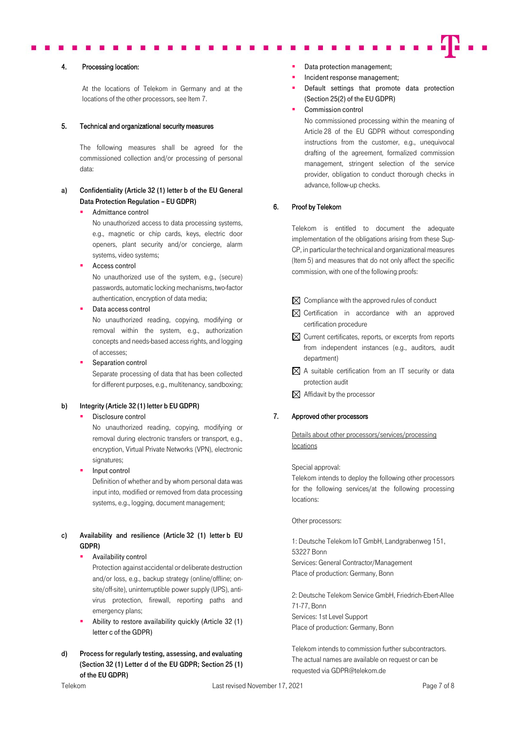## 4. Processing location:

At the locations of Telekom in Germany and at the locations of the other processors, see Item 7.

## 5. Technical and organizational security measures

The following measures shall be agreed for the commissioned collection and/or processing of personal data:

**a) Confidentiality (Article 32 (1) letter b of the EU General Data Protection Regulation – EU GDPR)**

- Admittance control
  No unauthorized access to data processing systems, e.g., magnetic or chip cards, keys, electric door openers, plant security and/or concierge, alarm systems, video systems;
- Access control
  No unauthorized use of the system, e.g., (secure) passwords, automatic locking mechanisms, two-factor authentication, encryption of data media;
- Data access control
  No unauthorized reading, copying, modifying or removal within the system, e.g., authorization concepts and needs-based access rights, and logging of accesses;
- Separation control
  Separate processing of data that has been collected for different purposes, e.g., multitenancy, sandboxing;

**b) Integrity (Article 32 (1) letter b EU GDPR)**

- Disclosure control
  No unauthorized reading, copying, modifying or removal during electronic transfers or transport, e.g., encryption, Virtual Private Networks (VPN), electronic signatures;
- Input control
  Definition of whether and by whom personal data was input into, modified or removed from data processing systems, e.g., logging, document management;

**c) Availability and resilience (Article 32 (1) letter b EU GDPR)**

- Availability control
  Protection against accidental or deliberate destruction and/or loss, e.g., backup strategy (online/offline; on-site/off-site), uninterruptible power supply (UPS), antivirus protection, firewall, reporting paths and emergency plans;
- Ability to restore availability quickly (Article 32 (1) letter c of the GDPR)

**d) Process for regularly testing, assessing, and evaluating (Section 32 (1) Letter d of the EU GDPR; Section 25 (1) of the EU GDPR)**

- Data protection management;
- Incident response management;
- Default settings that promote data protection (Section 25(2) of the EU GDPR)
- Commission control
  No commissioned processing within the meaning of Article 28 of the EU GDPR without corresponding instructions from the customer, e.g., unequivocal drafting of the agreement, formalized commission management, stringent selection of the service provider, obligation to conduct thorough checks in advance, follow-up checks.

## 6. Proof by Telekom

Telekom is entitled to document the adequate implementation of the obligations arising from these Sup-CP, in particular the technical and organizational measures (Item 5) and measures that do not only affect the specific commission, with one of the following proofs:

- ☒ Compliance with the approved rules of conduct
- ☒ Certification in accordance with an approved certification procedure
- ☒ Current certificates, reports, or excerpts from reports from independent instances (e.g., auditors, audit department)
- ☒ A suitable certification from an IT security or data protection audit
- ☒ Affidavit by the processor

## 7. Approved other processors

Details about other processors/services/processing locations

Special approval:
Telekom intends to deploy the following other processors for the following services/at the following processing locations:

Other processors:

1: Deutsche Telekom IoT GmbH, Landgrabenweg 151, 53227 Bonn
Services: General Contractor/Management
Place of production: Germany, Bonn

2: Deutsche Telekom Service GmbH, Friedrich-Ebert-Allee 71-77, Bonn
Services: 1st Level Support
Place of production: Germany, Bonn

Telekom intends to commission further subcontractors. The actual names are available on request or can be requested via GDPR@telekom.de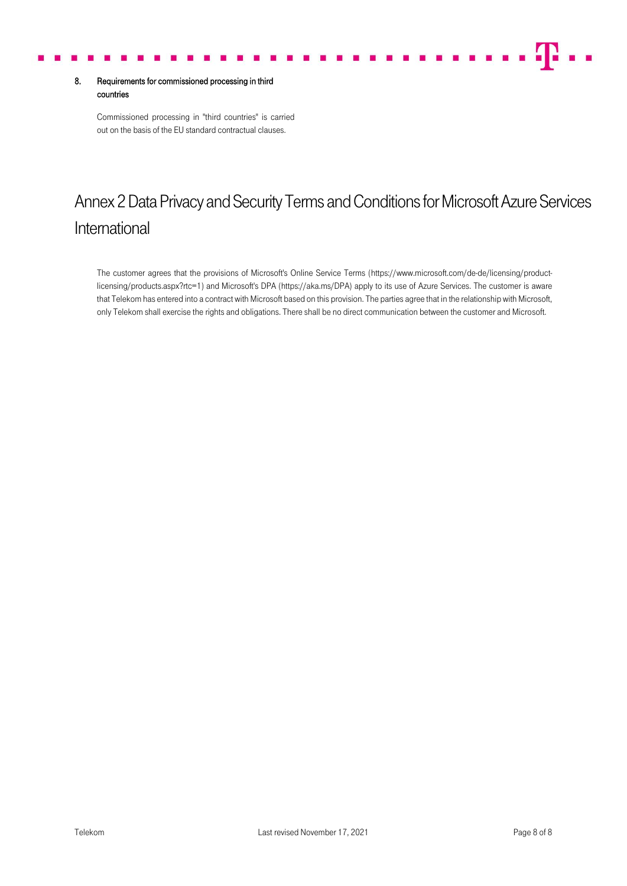### 8. Requirements for commissioned processing in third countries

Commissioned processing in "third countries" is carried out on the basis of the EU standard contractual clauses.

# Annex 2 Data Privacy and Security Terms and Conditions for Microsoft Azure Services International

The customer agrees that the provisions of Microsoft's Online Service Terms (https://www.microsoft.com/de-de/licensing/product-licensing/products.aspx?rtc=1) and Microsoft's DPA (https://aka.ms/DPA) apply to its use of Azure Services. The customer is aware that Telekom has entered into a contract with Microsoft based on this provision. The parties agree that in the relationship with Microsoft, only Telekom shall exercise the rights and obligations. There shall be no direct communication between the customer and Microsoft.